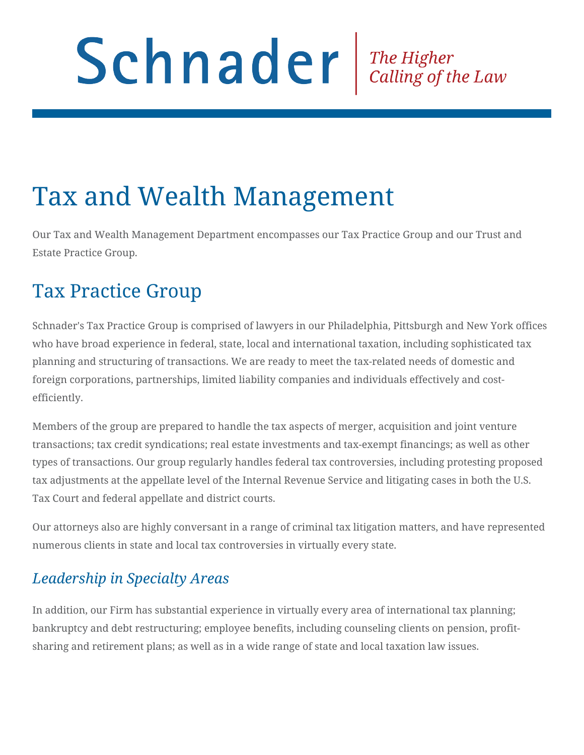Schnader | *The Higher Calling of the Law*

# Tax and Wealth Management

Our Tax and Wealth Management Department encompasses our Tax Practice Group and our Trust and Estate Practice Group.

## Tax Practice Group

Schnader's Tax Practice Group is comprised of lawyers in our Philadelphia, Pittsburgh and New York offices who have broad experience in federal, state, local and international taxation, including sophisticated tax planning and structuring of transactions. We are ready to meet the tax-related needs of domestic and foreign corporations, partnerships, limited liability companies and individuals effectively and cost-efficiently.

Members of the group are prepared to handle the tax aspects of merger, acquisition and joint venture transactions; tax credit syndications; real estate investments and tax-exempt financings; as well as other types of transactions. Our group regularly handles federal tax controversies, including protesting proposed tax adjustments at the appellate level of the Internal Revenue Service and litigating cases in both the U.S. Tax Court and federal appellate and district courts.

Our attorneys also are highly conversant in a range of criminal tax litigation matters, and have represented numerous clients in state and local tax controversies in virtually every state.

### *Leadership in Specialty Areas*

In addition, our Firm has substantial experience in virtually every area of international tax planning; bankruptcy and debt restructuring; employee benefits, including counseling clients on pension, profit-sharing and retirement plans; as well as in a wide range of state and local taxation law issues.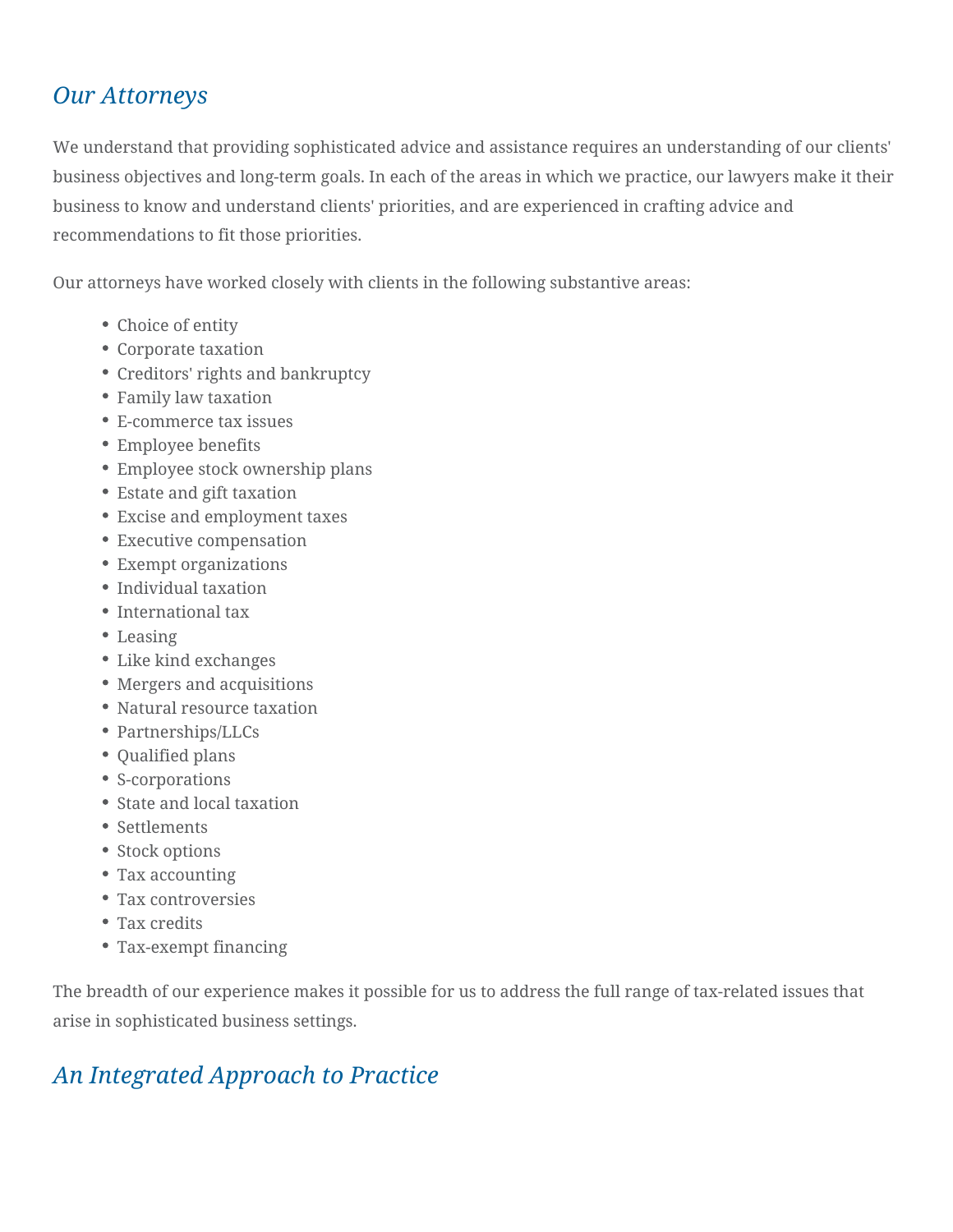## *Our Attorneys*

We understand that providing sophisticated advice and assistance requires an understanding of our clients' business objectives and long-term goals. In each of the areas in which we practice, our lawyers make it their business to know and understand clients' priorities, and are experienced in crafting advice and recommendations to fit those priorities.

Our attorneys have worked closely with clients in the following substantive areas:

- Choice of entity
- Corporate taxation
- Creditors' rights and bankruptcy
- Family law taxation
- E-commerce tax issues
- Employee benefits
- Employee stock ownership plans
- Estate and gift taxation
- Excise and employment taxes
- Executive compensation
- Exempt organizations
- Individual taxation
- International tax
- Leasing
- Like kind exchanges
- Mergers and acquisitions
- Natural resource taxation
- Partnerships/LLCs
- Qualified plans
- S-corporations
- State and local taxation
- Settlements
- Stock options
- Tax accounting
- Tax controversies
- Tax credits
- Tax-exempt financing

The breadth of our experience makes it possible for us to address the full range of tax-related issues that arise in sophisticated business settings.

## *An Integrated Approach to Practice*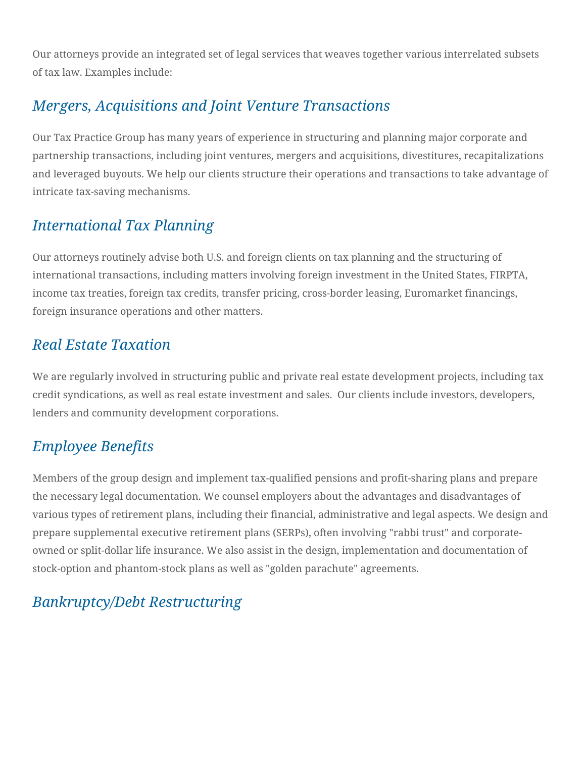Our attorneys provide an integrated set of legal services that weaves together various interrelated subsets of tax law. Examples include:

## *Mergers, Acquisitions and Joint Venture Transactions*

Our Tax Practice Group has many years of experience in structuring and planning major corporate and partnership transactions, including joint ventures, mergers and acquisitions, divestitures, recapitalizations and leveraged buyouts. We help our clients structure their operations and transactions to take advantage of intricate tax-saving mechanisms.

## *International Tax Planning*

Our attorneys routinely advise both U.S. and foreign clients on tax planning and the structuring of international transactions, including matters involving foreign investment in the United States, FIRPTA, income tax treaties, foreign tax credits, transfer pricing, cross-border leasing, Euromarket financings, foreign insurance operations and other matters.

## *Real Estate Taxation*

We are regularly involved in structuring public and private real estate development projects, including tax credit syndications, as well as real estate investment and sales. Our clients include investors, developers, lenders and community development corporations.

## *Employee Benefits*

Members of the group design and implement tax-qualified pensions and profit-sharing plans and prepare the necessary legal documentation. We counsel employers about the advantages and disadvantages of various types of retirement plans, including their financial, administrative and legal aspects. We design and prepare supplemental executive retirement plans (SERPs), often involving "rabbi trust" and corporate-owned or split-dollar life insurance. We also assist in the design, implementation and documentation of stock-option and phantom-stock plans as well as "golden parachute" agreements.

## *Bankruptcy/Debt Restructuring*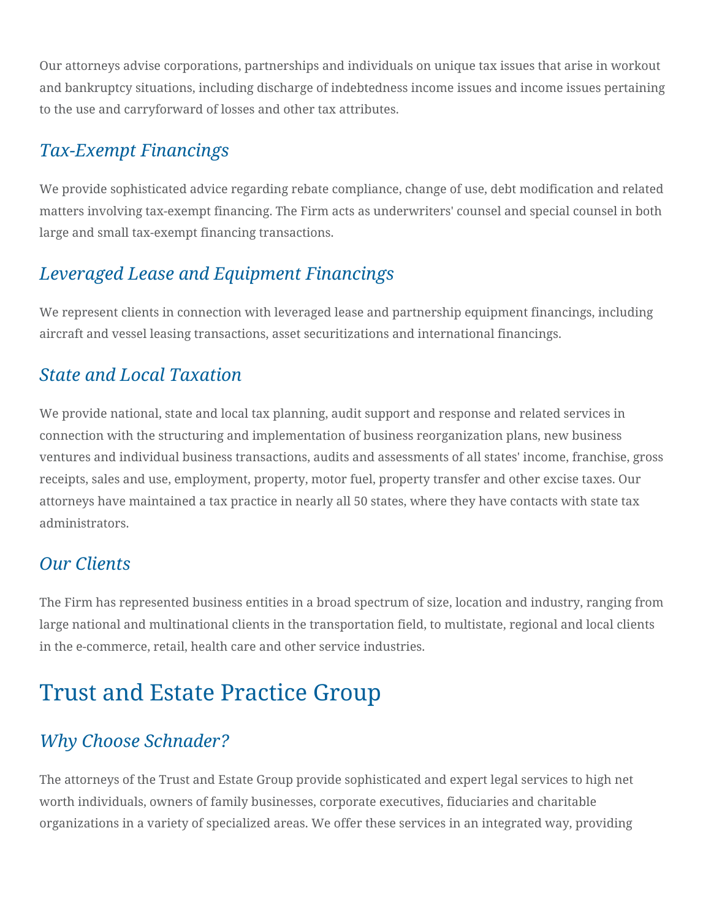Our attorneys advise corporations, partnerships and individuals on unique tax issues that arise in workout and bankruptcy situations, including discharge of indebtedness income issues and income issues pertaining to the use and carryforward of losses and other tax attributes.

### *Tax-Exempt Financings*

We provide sophisticated advice regarding rebate compliance, change of use, debt modification and related matters involving tax-exempt financing. The Firm acts as underwriters' counsel and special counsel in both large and small tax-exempt financing transactions.

### *Leveraged Lease and Equipment Financings*

We represent clients in connection with leveraged lease and partnership equipment financings, including aircraft and vessel leasing transactions, asset securitizations and international financings.

### *State and Local Taxation*

We provide national, state and local tax planning, audit support and response and related services in connection with the structuring and implementation of business reorganization plans, new business ventures and individual business transactions, audits and assessments of all states' income, franchise, gross receipts, sales and use, employment, property, motor fuel, property transfer and other excise taxes. Our attorneys have maintained a tax practice in nearly all 50 states, where they have contacts with state tax administrators.

### *Our Clients*

The Firm has represented business entities in a broad spectrum of size, location and industry, ranging from large national and multinational clients in the transportation field, to multistate, regional and local clients in the e-commerce, retail, health care and other service industries.

## Trust and Estate Practice Group

### *Why Choose Schnader?*

The attorneys of the Trust and Estate Group provide sophisticated and expert legal services to high net worth individuals, owners of family businesses, corporate executives, fiduciaries and charitable organizations in a variety of specialized areas. We offer these services in an integrated way, providing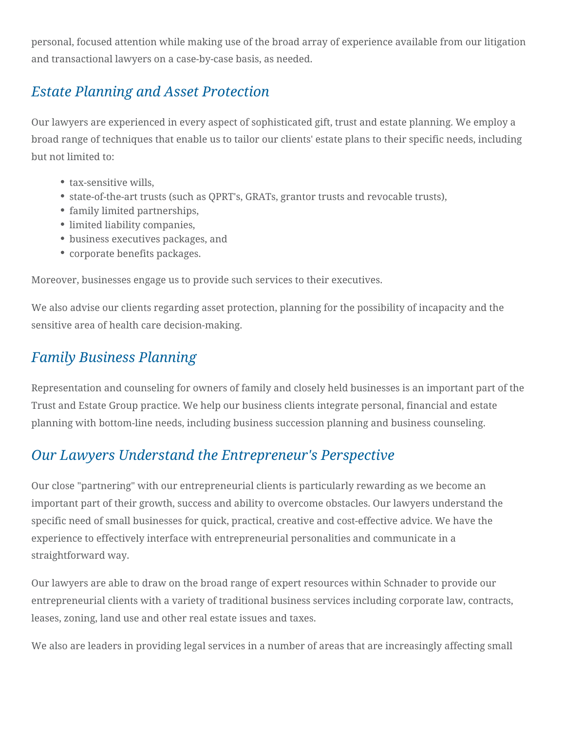personal, focused attention while making use of the broad array of experience available from our litigation and transactional lawyers on a case-by-case basis, as needed.

## *Estate Planning and Asset Protection*

Our lawyers are experienced in every aspect of sophisticated gift, trust and estate planning. We employ a broad range of techniques that enable us to tailor our clients' estate plans to their specific needs, including but not limited to:

- tax-sensitive wills,
- state-of-the-art trusts (such as QPRT's, GRATs, grantor trusts and revocable trusts),
- family limited partnerships,
- limited liability companies,
- business executives packages, and
- corporate benefits packages.

Moreover, businesses engage us to provide such services to their executives.

We also advise our clients regarding asset protection, planning for the possibility of incapacity and the sensitive area of health care decision-making.

## *Family Business Planning*

Representation and counseling for owners of family and closely held businesses is an important part of the Trust and Estate Group practice. We help our business clients integrate personal, financial and estate planning with bottom-line needs, including business succession planning and business counseling.

## *Our Lawyers Understand the Entrepreneur's Perspective*

Our close "partnering" with our entrepreneurial clients is particularly rewarding as we become an important part of their growth, success and ability to overcome obstacles. Our lawyers understand the specific need of small businesses for quick, practical, creative and cost-effective advice. We have the experience to effectively interface with entrepreneurial personalities and communicate in a straightforward way.

Our lawyers are able to draw on the broad range of expert resources within Schnader to provide our entrepreneurial clients with a variety of traditional business services including corporate law, contracts, leases, zoning, land use and other real estate issues and taxes.

We also are leaders in providing legal services in a number of areas that are increasingly affecting small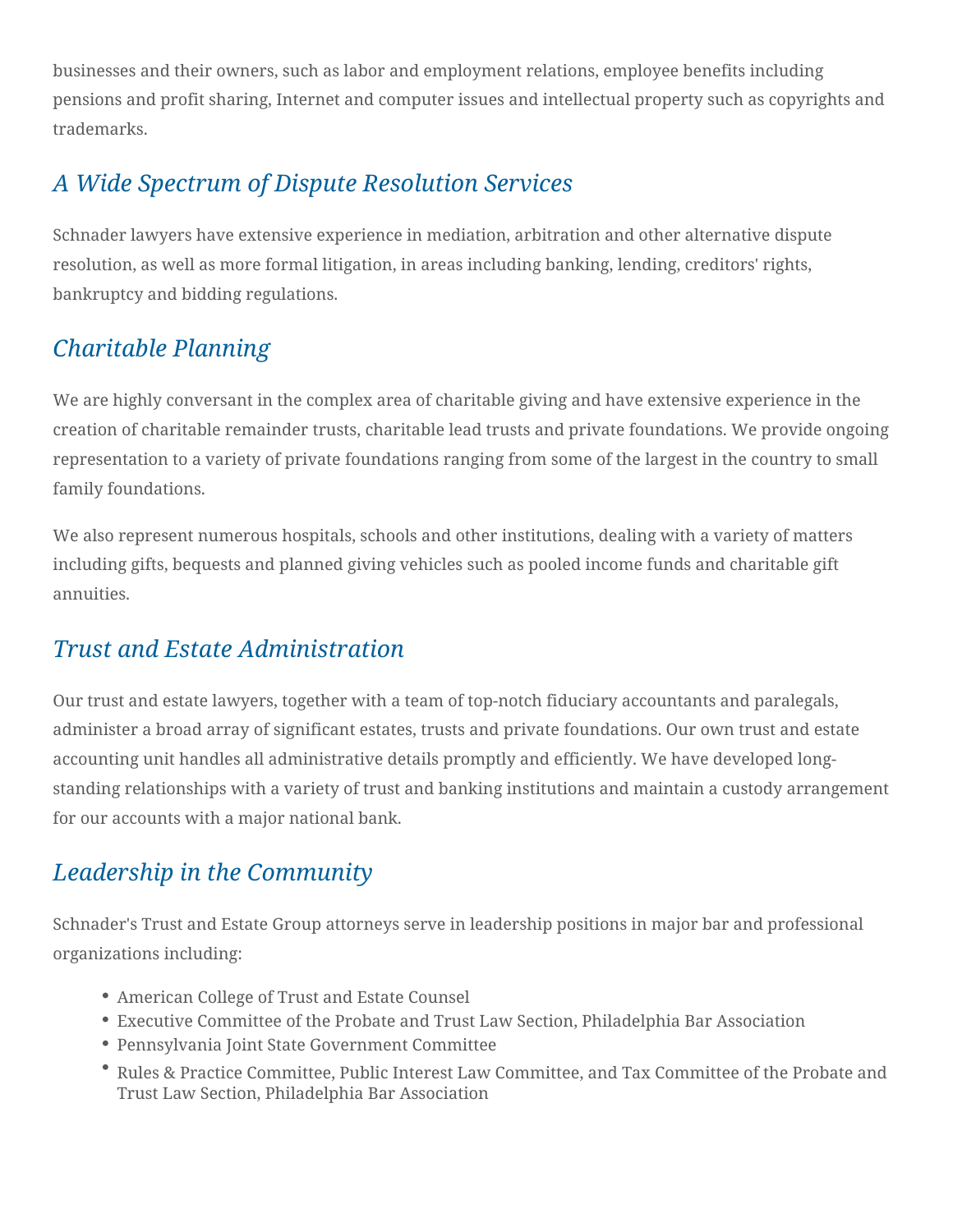businesses and their owners, such as labor and employment relations, employee benefits including pensions and profit sharing, Internet and computer issues and intellectual property such as copyrights and trademarks.

## *A Wide Spectrum of Dispute Resolution Services*

Schnader lawyers have extensive experience in mediation, arbitration and other alternative dispute resolution, as well as more formal litigation, in areas including banking, lending, creditors' rights, bankruptcy and bidding regulations.

## *Charitable Planning*

We are highly conversant in the complex area of charitable giving and have extensive experience in the creation of charitable remainder trusts, charitable lead trusts and private foundations. We provide ongoing representation to a variety of private foundations ranging from some of the largest in the country to small family foundations.

We also represent numerous hospitals, schools and other institutions, dealing with a variety of matters including gifts, bequests and planned giving vehicles such as pooled income funds and charitable gift annuities.

## *Trust and Estate Administration*

Our trust and estate lawyers, together with a team of top-notch fiduciary accountants and paralegals, administer a broad array of significant estates, trusts and private foundations. Our own trust and estate accounting unit handles all administrative details promptly and efficiently. We have developed long-standing relationships with a variety of trust and banking institutions and maintain a custody arrangement for our accounts with a major national bank.

## *Leadership in the Community*

Schnader's Trust and Estate Group attorneys serve in leadership positions in major bar and professional organizations including:

- American College of Trust and Estate Counsel
- Executive Committee of the Probate and Trust Law Section, Philadelphia Bar Association
- Pennsylvania Joint State Government Committee
- Rules & Practice Committee, Public Interest Law Committee, and Tax Committee of the Probate and Trust Law Section, Philadelphia Bar Association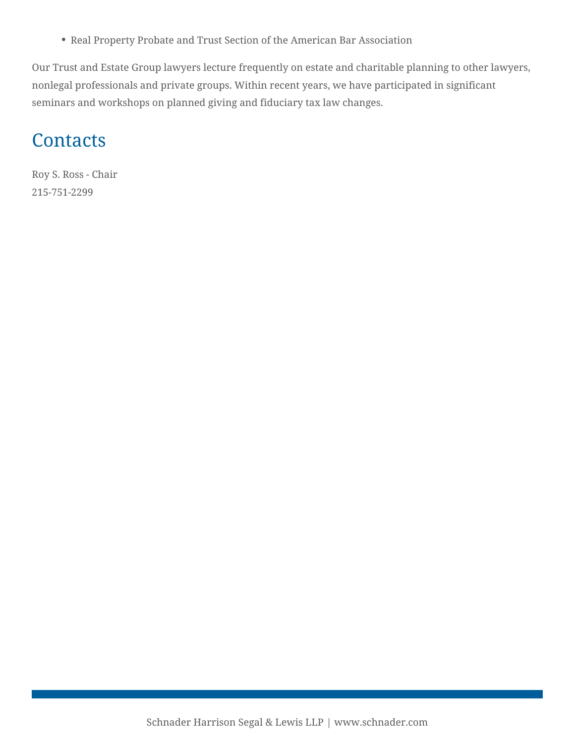- Real Property Probate and Trust Section of the American Bar Association

Our Trust and Estate Group lawyers lecture frequently on estate and charitable planning to other lawyers, nonlegal professionals and private groups. Within recent years, we have participated in significant seminars and workshops on planned giving and fiduciary tax law changes.

## Contacts

Roy S. Ross - Chair
215-751-2299